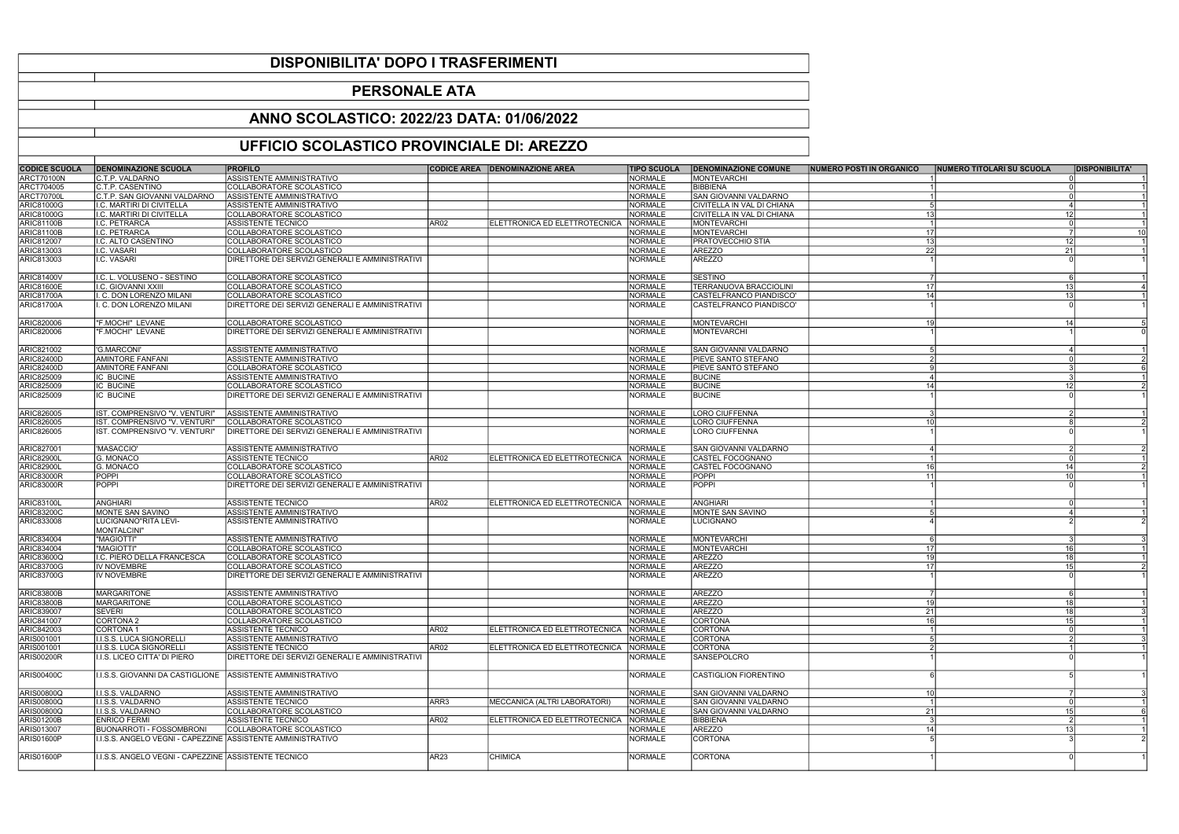# DISPONIBILITA' DOPO I TRASFERIMENTI

## PERSONALE ATA

## ANNO SCOLASTICO: 2022/23 DATA: 01/06/2022

## UFFICIO SCOLASTICO PROVINCIALE DI: AREZZO

| CODICE SCUOLA | DENOMINAZIONE SCUOLA | PROFILO | CODICE AREA | DENOMINAZIONE AREA | TIPO SCUOLA | DENOMINAZIONE COMUNE | NUMERO POSTI IN ORGANICO | NUMERO TITOLARI SU SCUOLA | DISPONIBILITA' |
|---|---|---|---|---|---|---|---|---|---|
| ARCT70100N | C.T.P. VALDARNO | ASSISTENTE AMMINISTRATIVO | | | NORMALE | MONTEVARCHI | 1 | 0 | 1 |
| ARCT704005 | C.T.P. CASENTINO | COLLABORATORE SCOLASTICO | | | NORMALE | BIBBIENA | 1 | 0 | 1 |
| ARCT70700L | C.T.P. SAN GIOVANNI VALDARNO | ASSISTENTE AMMINISTRATIVO | | | NORMALE | SAN GIOVANNI VALDARNO | 1 | 0 | 1 |
| ARIC81000G | I.C. MARTIRI DI CIVITELLA | ASSISTENTE AMMINISTRATIVO | | | NORMALE | CIVITELLA IN VAL DI CHIANA | 5 | 4 | 1 |
| ARIC81000G | I.C. MARTIRI DI CIVITELLA | COLLABORATORE SCOLASTICO | | | NORMALE | CIVITELLA IN VAL DI CHIANA | 13 | 12 | 1 |
| ARIC81100B | I.C. PETRARCA | ASSISTENTE TECNICO | AR02 | ELETTRONICA ED ELETTROTECNICA | NORMALE | MONTEVARCHI | 1 | 0 | 1 |
| ARIC81100B | I.C. PETRARCA | COLLABORATORE SCOLASTICO | | | NORMALE | MONTEVARCHI | 17 | 7 | 10 |
| ARIC812007 | I.C. ALTO CASENTINO | COLLABORATORE SCOLASTICO | | | NORMALE | PRATOVECCHIO STIA | 13 | 12 | 1 |
| ARIC813003 | I.C. VASARI | COLLABORATORE SCOLASTICO | | | NORMALE | AREZZO | 22 | 21 | 1 |
| ARIC813003 | I.C. VASARI | DIRETTORE DEI SERVIZI GENERALI E AMMINISTRATIVI | | | NORMALE | AREZZO | 1 | 0 | 1 |
| ARIC81400V | I.C. L. VOLUSENO - SESTINO | COLLABORATORE SCOLASTICO | | | NORMALE | SESTINO | 7 | 6 | 1 |
| ARIC81600E | I.C. GIOVANNI XXIII | COLLABORATORE SCOLASTICO | | | NORMALE | TERRANUOVA BRACCIOLINI | 17 | 13 | 4 |
| ARIC81700A | I. C. DON LORENZO MILANI | COLLABORATORE SCOLASTICO | | | NORMALE | CASTELFRANCO PIANDISCO' | 14 | 13 | 1 |
| ARIC81700A | I. C. DON LORENZO MILANI | DIRETTORE DEI SERVIZI GENERALI E AMMINISTRATIVI | | | NORMALE | CASTELFRANCO PIANDISCO' | 1 | 0 | 1 |
| ARIC820006 | "F.MOCHI" LEVANE | COLLABORATORE SCOLASTICO | | | NORMALE | MONTEVARCHI | 19 | 14 | 5 |
| ARIC820006 | "F.MOCHI" LEVANE | DIRETTORE DEI SERVIZI GENERALI E AMMINISTRATIVI | | | NORMALE | MONTEVARCHI | 1 | 1 | 0 |
| ARIC821002 | 'G.MARCONI' | ASSISTENTE AMMINISTRATIVO | | | NORMALE | SAN GIOVANNI VALDARNO | 5 | 4 | 1 |
| ARIC82400D | AMINTORE FANFANI | ASSISTENTE AMMINISTRATIVO | | | NORMALE | PIEVE SANTO STEFANO | 2 | 0 | 2 |
| ARIC82400D | AMINTORE FANFANI | COLLABORATORE SCOLASTICO | | | NORMALE | PIEVE SANTO STEFANO | 9 | 3 | 6 |
| ARIC825009 | IC BUCINE | ASSISTENTE AMMINISTRATIVO | | | NORMALE | BUCINE | 4 | 3 | 1 |
| ARIC825009 | IC BUCINE | COLLABORATORE SCOLASTICO | | | NORMALE | BUCINE | 14 | 12 | 2 |
| ARIC825009 | IC BUCINE | DIRETTORE DEI SERVIZI GENERALI E AMMINISTRATIVI | | | NORMALE | BUCINE | 1 | 0 | 1 |
| ARIC826005 | IST. COMPRENSIVO "V. VENTURI" | ASSISTENTE AMMINISTRATIVO | | | NORMALE | LORO CIUFFENNA | 3 | 2 | 1 |
| ARIC826005 | IST. COMPRENSIVO "V. VENTURI" | COLLABORATORE SCOLASTICO | | | NORMALE | LORO CIUFFENNA | 10 | 8 | 2 |
| ARIC826005 | IST. COMPRENSIVO "V. VENTURI" | DIRETTORE DEI SERVIZI GENERALI E AMMINISTRATIVI | | | NORMALE | LORO CIUFFENNA | 1 | 0 | 1 |
| ARIC827001 | 'MASACCIO' | ASSISTENTE AMMINISTRATIVO | | | NORMALE | SAN GIOVANNI VALDARNO | 4 | 2 | 2 |
| ARIC82900L | G. MONACO | ASSISTENTE TECNICO | AR02 | ELETTRONICA ED ELETTROTECNICA | NORMALE | CASTEL FOCOGNANO | 1 | 0 | 1 |
| ARIC82900L | G. MONACO | COLLABORATORE SCOLASTICO | | | NORMALE | CASTEL FOCOGNANO | 16 | 14 | 2 |
| ARIC83000R | POPPI | COLLABORATORE SCOLASTICO | | | NORMALE | POPPI | 11 | 10 | 1 |
| ARIC83000R | POPPI | DIRETTORE DEI SERVIZI GENERALI E AMMINISTRATIVI | | | NORMALE | POPPI | 1 | 0 | 1 |
| ARIC83100L | ANGHIARI | ASSISTENTE TECNICO | AR02 | ELETTRONICA ED ELETTROTECNICA | NORMALE | ANGHIARI | 1 | 0 | 1 |
| ARIC83200C | MONTE SAN SAVINO | ASSISTENTE AMMINISTRATIVO | | | NORMALE | MONTE SAN SAVINO | 5 | 4 | 1 |
| ARIC833008 | LUCIGNANO"RITA LEVI-MONTALCINI" | ASSISTENTE AMMINISTRATIVO | | | NORMALE | LUCIGNANO | 4 | 2 | 2 |
| ARIC834004 | "MAGIOTTI" | ASSISTENTE AMMINISTRATIVO | | | NORMALE | MONTEVARCHI | 6 | 3 | 3 |
| ARIC834004 | "MAGIOTTI" | COLLABORATORE SCOLASTICO | | | NORMALE | MONTEVARCHI | 17 | 16 | 1 |
| ARIC83600Q | I.C. PIERO DELLA FRANCESCA | COLLABORATORE SCOLASTICO | | | NORMALE | AREZZO | 19 | 18 | 1 |
| ARIC83700G | IV NOVEMBRE | COLLABORATORE SCOLASTICO | | | NORMALE | AREZZO | 17 | 15 | 2 |
| ARIC83700G | IV NOVEMBRE | DIRETTORE DEI SERVIZI GENERALI E AMMINISTRATIVI | | | NORMALE | AREZZO | 1 | 0 | 1 |
| ARIC83800B | MARGARITONE | ASSISTENTE AMMINISTRATIVO | | | NORMALE | AREZZO | 7 | 6 | 1 |
| ARIC83800B | MARGARITONE | COLLABORATORE SCOLASTICO | | | NORMALE | AREZZO | 19 | 18 | 1 |
| ARIC839007 | SEVERI | COLLABORATORE SCOLASTICO | | | NORMALE | AREZZO | 21 | 18 | 3 |
| ARIC841007 | CORTONA 2 | COLLABORATORE SCOLASTICO | | | NORMALE | CORTONA | 16 | 15 | 1 |
| ARIC842003 | CORTONA 1 | ASSISTENTE TECNICO | AR02 | ELETTRONICA ED ELETTROTECNICA | NORMALE | CORTONA | 1 | 0 | 1 |
| ARIS001001 | I.I.S.S. LUCA SIGNORELLI | ASSISTENTE AMMINISTRATIVO | | | NORMALE | CORTONA | 5 | 2 | 3 |
| ARIS001001 | I.I.S.S. LUCA SIGNORELLI | ASSISTENTE TECNICO | AR02 | ELETTRONICA ED ELETTROTECNICA | NORMALE | CORTONA | 2 | 1 | 1 |
| ARIS00200R | I.I.S. LICEO CITTA' DI PIERO | DIRETTORE DEI SERVIZI GENERALI E AMMINISTRATIVI | | | NORMALE | SANSEPOLCRO | 1 | 0 | 1 |
| ARIS00400C | I.I.S.S. GIOVANNI DA CASTIGLIONE | ASSISTENTE AMMINISTRATIVO | | | NORMALE | CASTIGLION FIORENTINO | 6 | 5 | 1 |
| ARIS00800Q | I.I.S.S. VALDARNO | ASSISTENTE AMMINISTRATIVO | | | NORMALE | SAN GIOVANNI VALDARNO | 10 | 7 | 3 |
| ARIS00800Q | I.I.S.S. VALDARNO | ASSISTENTE TECNICO | ARR3 | MECCANICA (ALTRI LABORATORI) | NORMALE | SAN GIOVANNI VALDARNO | 1 | 0 | 1 |
| ARIS00800Q | I.I.S.S. VALDARNO | COLLABORATORE SCOLASTICO | | | NORMALE | SAN GIOVANNI VALDARNO | 21 | 15 | 6 |
| ARIS01200B | ENRICO FERMI | ASSISTENTE TECNICO | AR02 | ELETTRONICA ED ELETTROTECNICA | NORMALE | BIBBIENA | 3 | 2 | 1 |
| ARIS013007 | BUONARROTI - FOSSOMBRONI | COLLABORATORE SCOLASTICO | | | NORMALE | AREZZO | 14 | 13 | 1 |
| ARIS01600P | I.I.S.S. ANGELO VEGNI - CAPEZZINE | ASSISTENTE AMMINISTRATIVO | | | NORMALE | CORTONA | 5 | 3 | 2 |
| ARIS01600P | I.I.S.S. ANGELO VEGNI - CAPEZZINE | ASSISTENTE TECNICO | AR23 | CHIMICA | NORMALE | CORTONA | 1 | 0 | 1 |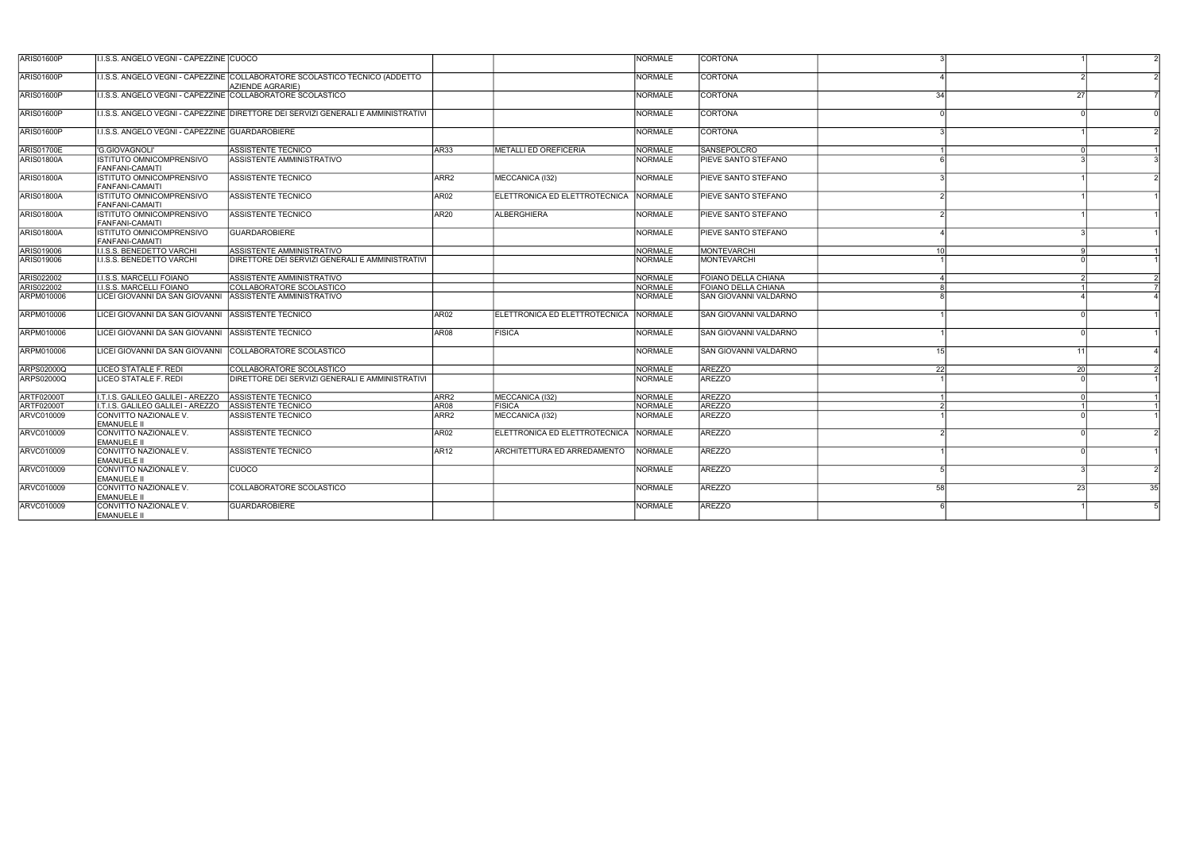| | | | | | | | | | |
|---|---|---|---|---|---|---|---|---|---|
| ARIS01600P | I.I.S.S. ANGELO VEGNI - CAPEZZINE | CUOCO | | | NORMALE | CORTONA | 3 | 1 | 2 |
| ARIS01600P | I.I.S.S. ANGELO VEGNI - CAPEZZINE | COLLABORATORE SCOLASTICO TECNICO (ADDETTO AZIENDE AGRARIE) | | | NORMALE | CORTONA | 4 | 2 | 2 |
| ARIS01600P | I.I.S.S. ANGELO VEGNI - CAPEZZINE | COLLABORATORE SCOLASTICO | | | NORMALE | CORTONA | 34 | 27 | 7 |
| ARIS01600P | I.I.S.S. ANGELO VEGNI - CAPEZZINE | DIRETTORE DEI SERVIZI GENERALI E AMMINISTRATIVI | | | NORMALE | CORTONA | 0 | 0 | 0 |
| ARIS01600P | I.I.S.S. ANGELO VEGNI - CAPEZZINE | GUARDAROBIERE | | | NORMALE | CORTONA | 3 | 1 | 2 |
| ARIS01700E | 'G.GIOVAGNOLI' | ASSISTENTE TECNICO | AR33 | METALLI ED OREFICERIA | NORMALE | SANSEPOLCRO | 1 | 0 | 1 |
| ARIS01800A | ISTITUTO OMNICOMPRENSIVO FANFANI-CAMAITI | ASSISTENTE AMMINISTRATIVO | | | NORMALE | PIEVE SANTO STEFANO | 6 | 3 | 3 |
| ARIS01800A | ISTITUTO OMNICOMPRENSIVO FANFANI-CAMAITI | ASSISTENTE TECNICO | ARR2 | MECCANICA (I32) | NORMALE | PIEVE SANTO STEFANO | 3 | 1 | 2 |
| ARIS01800A | ISTITUTO OMNICOMPRENSIVO FANFANI-CAMAITI | ASSISTENTE TECNICO | AR02 | ELETTRONICA ED ELETTROTECNICA | NORMALE | PIEVE SANTO STEFANO | 2 | 1 | 1 |
| ARIS01800A | ISTITUTO OMNICOMPRENSIVO FANFANI-CAMAITI | ASSISTENTE TECNICO | AR20 | ALBERGHIERA | NORMALE | PIEVE SANTO STEFANO | 2 | 1 | 1 |
| ARIS01800A | ISTITUTO OMNICOMPRENSIVO FANFANI-CAMAITI | GUARDAROBIERE | | | NORMALE | PIEVE SANTO STEFANO | 4 | 3 | 1 |
| ARIS019006 | I.I.S.S. BENEDETTO VARCHI | ASSISTENTE AMMINISTRATIVO | | | NORMALE | MONTEVARCHI | 10 | 9 | 1 |
| ARIS019006 | I.I.S.S. BENEDETTO VARCHI | DIRETTORE DEI SERVIZI GENERALI E AMMINISTRATIVI | | | NORMALE | MONTEVARCHI | 1 | 0 | 1 |
| ARIS022002 | I.I.S.S. MARCELLI FOIANO | ASSISTENTE AMMINISTRATIVO | | | NORMALE | FOIANO DELLA CHIANA | 4 | 2 | 2 |
| ARIS022002 | I.I.S.S. MARCELLI FOIANO | COLLABORATORE SCOLASTICO | | | NORMALE | FOIANO DELLA CHIANA | 8 | 1 | 7 |
| ARPM010006 | LICEI GIOVANNI DA SAN GIOVANNI | ASSISTENTE AMMINISTRATIVO | | | NORMALE | SAN GIOVANNI VALDARNO | 8 | 4 | 4 |
| ARPM010006 | LICEI GIOVANNI DA SAN GIOVANNI | ASSISTENTE TECNICO | AR02 | ELETTRONICA ED ELETTROTECNICA | NORMALE | SAN GIOVANNI VALDARNO | 1 | 0 | 1 |
| ARPM010006 | LICEI GIOVANNI DA SAN GIOVANNI | ASSISTENTE TECNICO | AR08 | FISICA | NORMALE | SAN GIOVANNI VALDARNO | 1 | 0 | 1 |
| ARPM010006 | LICEI GIOVANNI DA SAN GIOVANNI | COLLABORATORE SCOLASTICO | | | NORMALE | SAN GIOVANNI VALDARNO | 15 | 11 | 4 |
| ARPS02000Q | LICEO STATALE F. REDI | COLLABORATORE SCOLASTICO | | | NORMALE | AREZZO | 22 | 20 | 2 |
| ARPS02000Q | LICEO STATALE F. REDI | DIRETTORE DEI SERVIZI GENERALI E AMMINISTRATIVI | | | NORMALE | AREZZO | 1 | 0 | 1 |
| ARTF02000T | I.T.I.S. GALILEO GALILEI - AREZZO | ASSISTENTE TECNICO | ARR2 | MECCANICA (I32) | NORMALE | AREZZO | 1 | 0 | 1 |
| ARTF02000T | I.T.I.S. GALILEO GALILEI - AREZZO | ASSISTENTE TECNICO | AR08 | FISICA | NORMALE | AREZZO | 2 | 1 | 1 |
| ARVC010009 | CONVITTO NAZIONALE V. EMANUELE II | ASSISTENTE TECNICO | ARR2 | MECCANICA (I32) | NORMALE | AREZZO | 1 | 0 | 1 |
| ARVC010009 | CONVITTO NAZIONALE V. EMANUELE II | ASSISTENTE TECNICO | AR02 | ELETTRONICA ED ELETTROTECNICA | NORMALE | AREZZO | 2 | 0 | 2 |
| ARVC010009 | CONVITTO NAZIONALE V. EMANUELE II | ASSISTENTE TECNICO | AR12 | ARCHITETTURA ED ARREDAMENTO | NORMALE | AREZZO | 1 | 0 | 1 |
| ARVC010009 | CONVITTO NAZIONALE V. EMANUELE II | CUOCO | | | NORMALE | AREZZO | 5 | 3 | 2 |
| ARVC010009 | CONVITTO NAZIONALE V. EMANUELE II | COLLABORATORE SCOLASTICO | | | NORMALE | AREZZO | 58 | 23 | 35 |
| ARVC010009 | CONVITTO NAZIONALE V. EMANUELE II | GUARDAROBIERE | | | NORMALE | AREZZO | 6 | 1 | 5 |